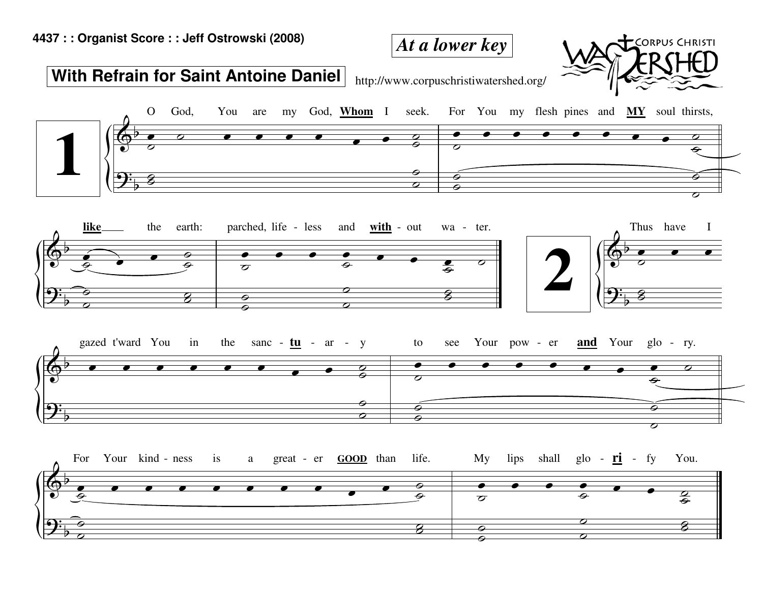4437 : : Organist Score : : Jeff Ostrowski (2008)

***At a lower key***

CORPUS CHRISTI WATERSHED

**With Refrain for Saint Antoine Daniel**

http://www.corpuschristiwatershed.org/

**1**

O God, You are my God, **Whom** I seek. For You my flesh pines and **MY** soul thirsts,

**like** the earth: parched, life - less and **with** - out wa - ter.

**2**

Thus have I gazed t'ward You in the sanc - **tu** - ar - y to see Your pow - er **and** Your glo - ry.

For Your kind - ness is a great - er **GOOD** than life. My lips shall glo - **ri** - fy You.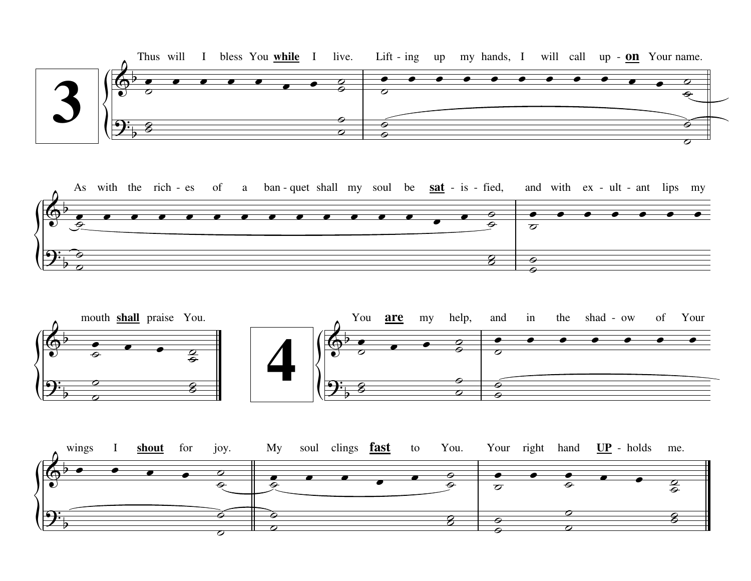**3**

Thus will I bless You **while** I live. Lift - ing up my hands, I will call up - **on** Your name.

As with the rich - es of a ban - quet shall my soul be **sat** - is - fied, and with ex - ult - ant lips my mouth **shall** praise You.

**4**

You **are** my help, and in the shad - ow of Your wings I **shout** for joy. My soul clings **fast** to You. Your right hand **UP** - holds me.